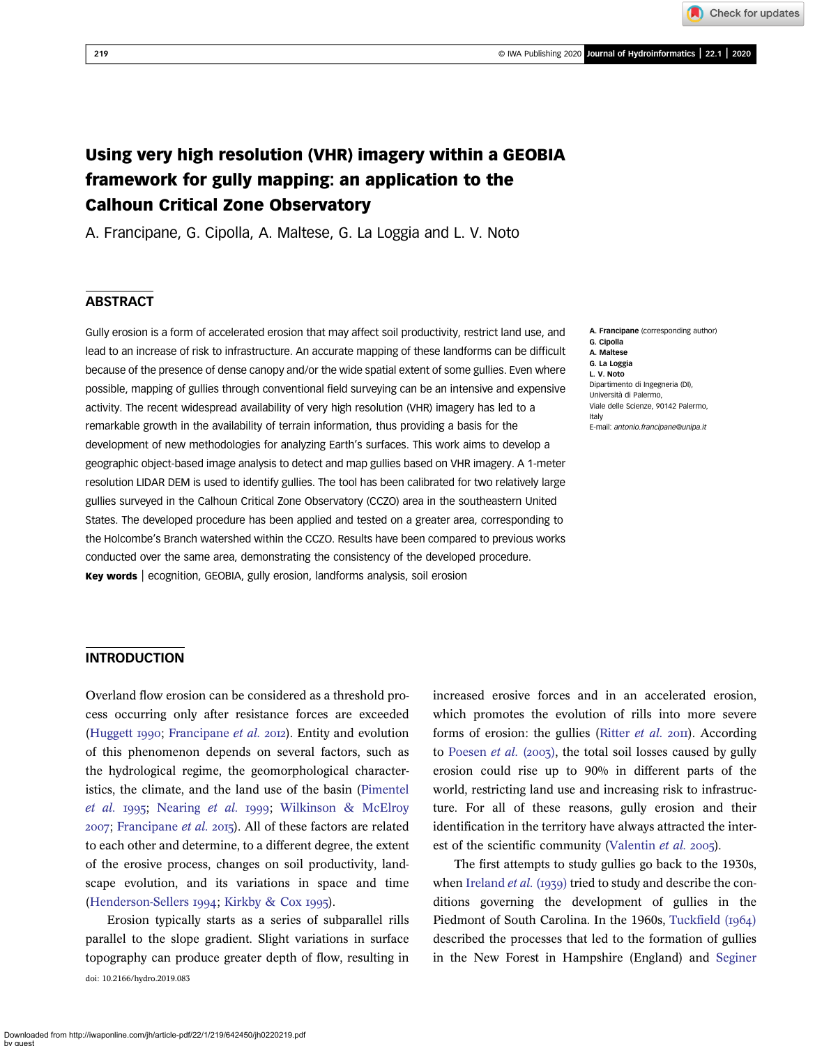# Using very high resolution (VHR) imagery within a GEOBIA framework for gully mapping: an application to the Calhoun Critical Zone Observatory

A. Francipane, G. Cipolla, A. Maltese, G. La Loggia and L. V. Noto

## ABSTRACT

Gully erosion is a form of accelerated erosion that may affect soil productivity, restrict land use, and lead to an increase of risk to infrastructure. An accurate mapping of these landforms can be difficult because of the presence of dense canopy and/or the wide spatial extent of some gullies. Even where possible, mapping of gullies through conventional field surveying can be an intensive and expensive activity. The recent widespread availability of very high resolution (VHR) imagery has led to a remarkable growth in the availability of terrain information, thus providing a basis for the development of new methodologies for analyzing Earth's surfaces. This work aims to develop a geographic object-based image analysis to detect and map gullies based on VHR imagery. A 1-meter resolution LIDAR DEM is used to identify gullies. The tool has been calibrated for two relatively large gullies surveyed in the Calhoun Critical Zone Observatory (CCZO) area in the southeastern United States. The developed procedure has been applied and tested on a greater area, corresponding to the Holcombe's Branch watershed within the CCZO. Results have been compared to previous works conducted over the same area, demonstrating the consistency of the developed procedure.

**Key words** | ecognition, GEOBIA, gully erosion, landforms analysis, soil erosion

**A. Francipane** (corresponding author)
**G. Cipolla**
**A. Maltese**
**G. La Loggia**
**L. V. Noto**
Dipartimento di Ingegneria (DI),
Università di Palermo,
Viale delle Scienze, 90142 Palermo,
Italy
E-mail: *antonio.francipane@unipa.it*

## INTRODUCTION

Overland flow erosion can be considered as a threshold process occurring only after resistance forces are exceeded (Huggett 1990; Francipane *et al.* 2012). Entity and evolution of this phenomenon depends on several factors, such as the hydrological regime, the geomorphological characteristics, the climate, and the land use of the basin (Pimentel *et al.* 1995; Nearing *et al.* 1999; Wilkinson & McElroy 2007; Francipane *et al.* 2015). All of these factors are related to each other and determine, to a different degree, the extent of the erosive process, changes on soil productivity, landscape evolution, and its variations in space and time (Henderson-Sellers 1994; Kirkby & Cox 1995).

Erosion typically starts as a series of subparallel rills parallel to the slope gradient. Slight variations in surface topography can produce greater depth of flow, resulting in increased erosive forces and in an accelerated erosion, which promotes the evolution of rills into more severe forms of erosion: the gullies (Ritter *et al.* 2011). According to Poesen *et al.* (2003), the total soil losses caused by gully erosion could rise up to 90% in different parts of the world, restricting land use and increasing risk to infrastructure. For all of these reasons, gully erosion and their identification in the territory have always attracted the interest of the scientific community (Valentin *et al.* 2005).

The first attempts to study gullies go back to the 1930s, when Ireland *et al.* (1939) tried to study and describe the conditions governing the development of gullies in the Piedmont of South Carolina. In the 1960s, Tuckfield (1964) described the processes that led to the formation of gullies in the New Forest in Hampshire (England) and Seginer

doi: 10.2166/hydro.2019.083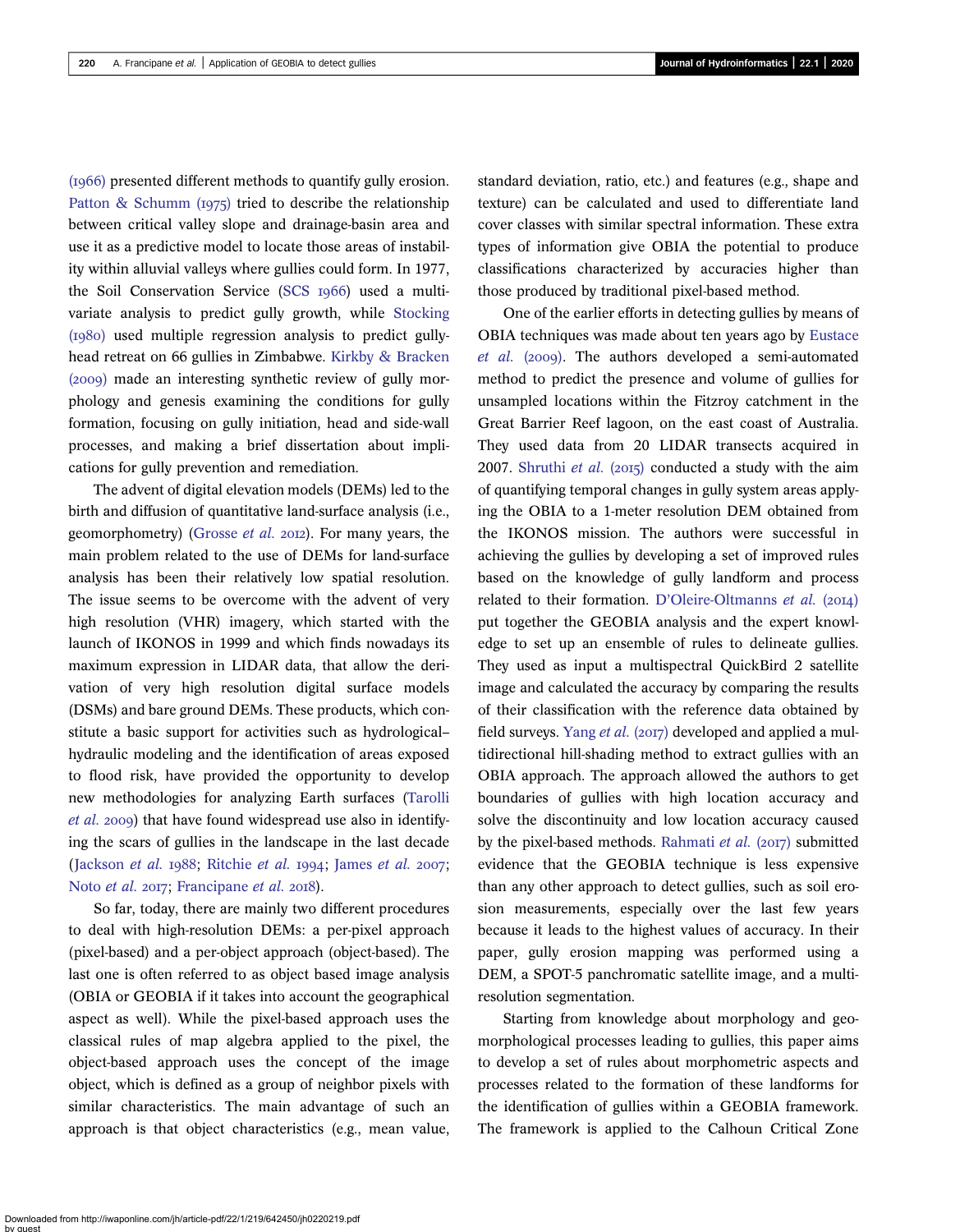(1966) presented different methods to quantify gully erosion. Patton & Schumm (1975) tried to describe the relationship between critical valley slope and drainage-basin area and use it as a predictive model to locate those areas of instability within alluvial valleys where gullies could form. In 1977, the Soil Conservation Service (SCS 1966) used a multivariate analysis to predict gully growth, while Stocking (1980) used multiple regression analysis to predict gully-head retreat on 66 gullies in Zimbabwe. Kirkby & Bracken (2009) made an interesting synthetic review of gully morphology and genesis examining the conditions for gully formation, focusing on gully initiation, head and side-wall processes, and making a brief dissertation about implications for gully prevention and remediation.

The advent of digital elevation models (DEMs) led to the birth and diffusion of quantitative land-surface analysis (i.e., geomorphometry) (Grosse *et al.* 2012). For many years, the main problem related to the use of DEMs for land-surface analysis has been their relatively low spatial resolution. The issue seems to be overcome with the advent of very high resolution (VHR) imagery, which started with the launch of IKONOS in 1999 and which finds nowadays its maximum expression in LIDAR data, that allow the derivation of very high resolution digital surface models (DSMs) and bare ground DEMs. These products, which constitute a basic support for activities such as hydrological–hydraulic modeling and the identification of areas exposed to flood risk, have provided the opportunity to develop new methodologies for analyzing Earth surfaces (Tarolli *et al.* 2009) that have found widespread use also in identifying the scars of gullies in the landscape in the last decade (Jackson *et al.* 1988; Ritchie *et al.* 1994; James *et al.* 2007; Noto *et al.* 2017; Francipane *et al.* 2018).

So far, today, there are mainly two different procedures to deal with high-resolution DEMs: a per-pixel approach (pixel-based) and a per-object approach (object-based). The last one is often referred to as object based image analysis (OBIA or GEOBIA if it takes into account the geographical aspect as well). While the pixel-based approach uses the classical rules of map algebra applied to the pixel, the object-based approach uses the concept of the image object, which is defined as a group of neighbor pixels with similar characteristics. The main advantage of such an approach is that object characteristics (e.g., mean value, standard deviation, ratio, etc.) and features (e.g., shape and texture) can be calculated and used to differentiate land cover classes with similar spectral information. These extra types of information give OBIA the potential to produce classifications characterized by accuracies higher than those produced by traditional pixel-based method.

One of the earlier efforts in detecting gullies by means of OBIA techniques was made about ten years ago by Eustace *et al.* (2009). The authors developed a semi-automated method to predict the presence and volume of gullies for unsampled locations within the Fitzroy catchment in the Great Barrier Reef lagoon, on the east coast of Australia. They used data from 20 LIDAR transects acquired in 2007. Shruthi *et al.* (2015) conducted a study with the aim of quantifying temporal changes in gully system areas applying the OBIA to a 1-meter resolution DEM obtained from the IKONOS mission. The authors were successful in achieving the gullies by developing a set of improved rules based on the knowledge of gully landform and process related to their formation. D'Oleire-Oltmanns *et al.* (2014) put together the GEOBIA analysis and the expert knowledge to set up an ensemble of rules to delineate gullies. They used as input a multispectral QuickBird 2 satellite image and calculated the accuracy by comparing the results of their classification with the reference data obtained by field surveys. Yang *et al.* (2017) developed and applied a multidirectional hill-shading method to extract gullies with an OBIA approach. The approach allowed the authors to get boundaries of gullies with high location accuracy and solve the discontinuity and low location accuracy caused by the pixel-based methods. Rahmati *et al.* (2017) submitted evidence that the GEOBIA technique is less expensive than any other approach to detect gullies, such as soil erosion measurements, especially over the last few years because it leads to the highest values of accuracy. In their paper, gully erosion mapping was performed using a DEM, a SPOT-5 panchromatic satellite image, and a multi-resolution segmentation.

Starting from knowledge about morphology and geomorphological processes leading to gullies, this paper aims to develop a set of rules about morphometric aspects and processes related to the formation of these landforms for the identification of gullies within a GEOBIA framework. The framework is applied to the Calhoun Critical Zone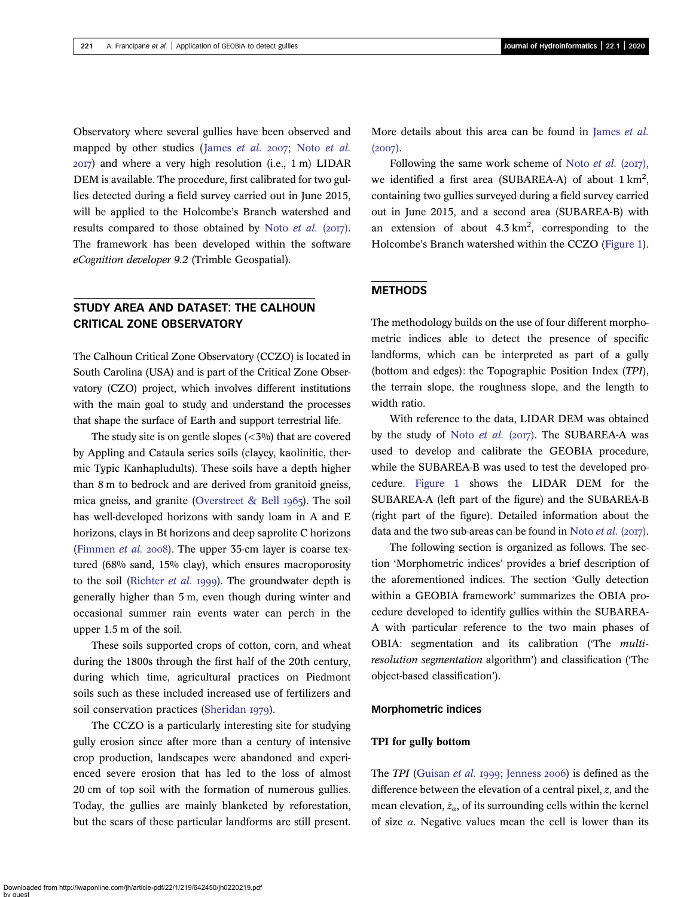Observatory where several gullies have been observed and mapped by other studies (James *et al.* 2007; Noto *et al.* 2017) and where a very high resolution (i.e., 1 m) LIDAR DEM is available. The procedure, first calibrated for two gullies detected during a field survey carried out in June 2015, will be applied to the Holcombe's Branch watershed and results compared to those obtained by Noto *et al.* (2017). The framework has been developed within the software *eCognition developer 9.2* (Trimble Geospatial).

## STUDY AREA AND DATASET: THE CALHOUN CRITICAL ZONE OBSERVATORY

The Calhoun Critical Zone Observatory (CCZO) is located in South Carolina (USA) and is part of the Critical Zone Observatory (CZO) project, which involves different institutions with the main goal to study and understand the processes that shape the surface of Earth and support terrestrial life.

The study site is on gentle slopes (<3%) that are covered by Appling and Cataula series soils (clayey, kaolinitic, thermic Typic Kanhapludults). These soils have a depth higher than 8 m to bedrock and are derived from granitoid gneiss, mica gneiss, and granite (Overstreet & Bell 1965). The soil has well-developed horizons with sandy loam in A and E horizons, clays in Bt horizons and deep saprolite C horizons (Fimmen *et al.* 2008). The upper 35-cm layer is coarse textured (68% sand, 15% clay), which ensures macroporosity to the soil (Richter *et al.* 1999). The groundwater depth is generally higher than 5 m, even though during winter and occasional summer rain events water can perch in the upper 1.5 m of the soil.

These soils supported crops of cotton, corn, and wheat during the 1800s through the first half of the 20th century, during which time, agricultural practices on Piedmont soils such as these included increased use of fertilizers and soil conservation practices (Sheridan 1979).

The CCZO is a particularly interesting site for studying gully erosion since after more than a century of intensive crop production, landscapes were abandoned and experienced severe erosion that has led to the loss of almost 20 cm of top soil with the formation of numerous gullies. Today, the gullies are mainly blanketed by reforestation, but the scars of these particular landforms are still present. More details about this area can be found in James *et al.* (2007).

Following the same work scheme of Noto *et al.* (2017), we identified a first area (SUBAREA-A) of about 1 km$^2$, containing two gullies surveyed during a field survey carried out in June 2015, and a second area (SUBAREA-B) with an extension of about 4.3 km$^2$, corresponding to the Holcombe's Branch watershed within the CCZO (Figure 1).

## METHODS

The methodology builds on the use of four different morphometric indices able to detect the presence of specific landforms, which can be interpreted as part of a gully (bottom and edges): the Topographic Position Index (*TPI*), the terrain slope, the roughness slope, and the length to width ratio.

With reference to the data, LIDAR DEM was obtained by the study of Noto *et al.* (2017). The SUBAREA-A was used to develop and calibrate the GEOBIA procedure, while the SUBAREA-B was used to test the developed procedure. Figure 1 shows the LIDAR DEM for the SUBAREA-A (left part of the figure) and the SUBAREA-B (right part of the figure). Detailed information about the data and the two sub-areas can be found in Noto *et al.* (2017).

The following section is organized as follows. The section 'Morphometric indices' provides a brief description of the aforementioned indices. The section 'Gully detection within a GEOBIA framework' summarizes the OBIA procedure developed to identify gullies within the SUBAREA-A with particular reference to the two main phases of OBIA: segmentation and its calibration ('The *multi-resolution segmentation* algorithm') and classification ('The object-based classification').

### Morphometric indices

#### TPI for gully bottom

The *TPI* (Guisan *et al.* 1999; Jenness 2006) is defined as the difference between the elevation of a central pixel, $z$, and the mean elevation, $\bar{z}_\alpha$, of its surrounding cells within the kernel of size $\alpha$. Negative values mean the cell is lower than its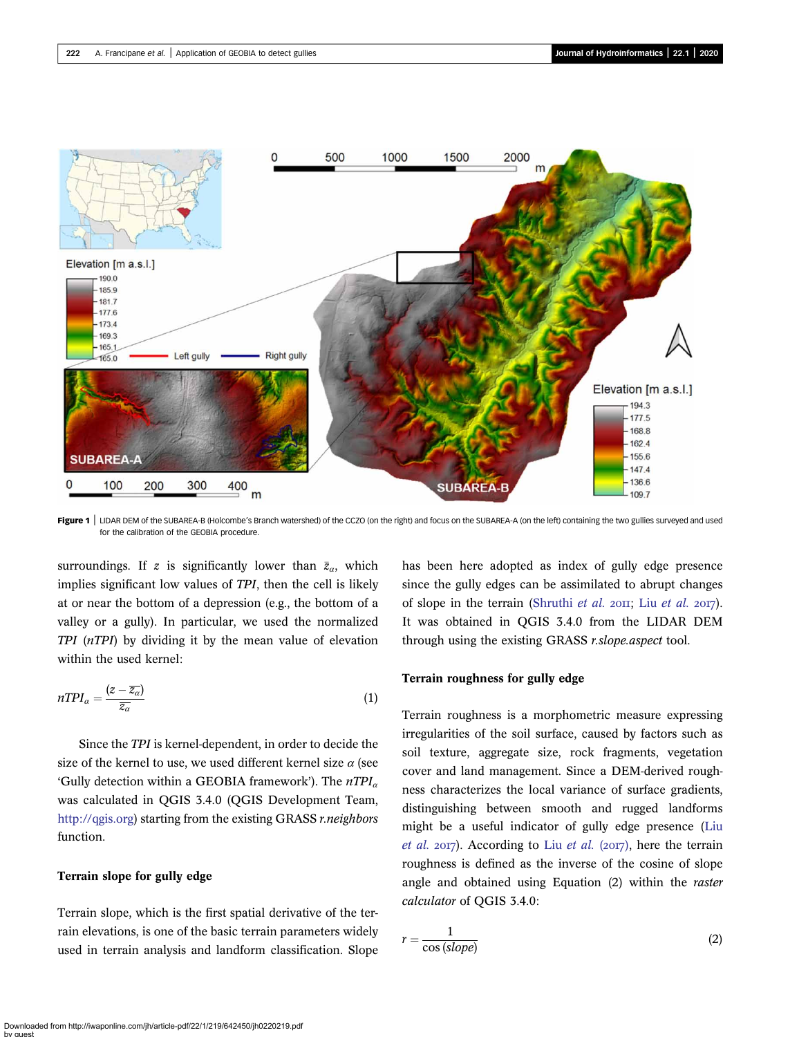**Figure 1** | LIDAR DEM of the SUBAREA-B (Holcombe's Branch watershed) of the CCZO (on the right) and focus on the SUBAREA-A (on the left) containing the two gullies surveyed and used for the calibration of the GEOBIA procedure.

surroundings. If $z$ is significantly lower than $\bar{z}_{\alpha}$, which implies significant low values of *TPI*, then the cell is likely at or near the bottom of a depression (e.g., the bottom of a valley or a gully). In particular, we used the normalized *TPI* (*nTPI*) by dividing it by the mean value of elevation within the used kernel:

$$nTPI_{\alpha} = \frac{(z - \overline{z_{\alpha}})}{\overline{z_{\alpha}}} \tag{1}$$

Since the *TPI* is kernel-dependent, in order to decide the size of the kernel to use, we used different kernel size $\alpha$ (see 'Gully detection within a GEOBIA framework'). The $nTPI_{\alpha}$ was calculated in QGIS 3.4.0 (QGIS Development Team, http://qgis.org) starting from the existing GRASS *r.neighbors* function.

### Terrain slope for gully edge

Terrain slope, which is the first spatial derivative of the terrain elevations, is one of the basic terrain parameters widely used in terrain analysis and landform classification. Slope has been here adopted as index of gully edge presence since the gully edges can be assimilated to abrupt changes of slope in the terrain (Shruthi *et al.* 2011; Liu *et al.* 2017). It was obtained in QGIS 3.4.0 from the LIDAR DEM through using the existing GRASS *r.slope.aspect* tool.

### Terrain roughness for gully edge

Terrain roughness is a morphometric measure expressing irregularities of the soil surface, caused by factors such as soil texture, aggregate size, rock fragments, vegetation cover and land management. Since a DEM-derived roughness characterizes the local variance of surface gradients, distinguishing between smooth and rugged landforms might be a useful indicator of gully edge presence (Liu *et al.* 2017). According to Liu *et al.* (2017), here the terrain roughness is defined as the inverse of the cosine of slope angle and obtained using Equation (2) within the *raster calculator* of QGIS 3.4.0:

$$r = \frac{1}{\cos(slope)} \tag{2}$$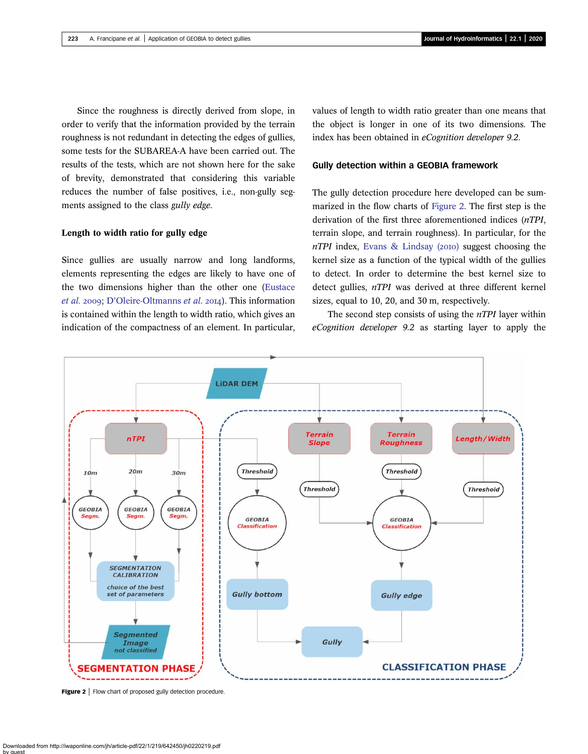Since the roughness is directly derived from slope, in order to verify that the information provided by the terrain roughness is not redundant in detecting the edges of gullies, some tests for the SUBAREA-A have been carried out. The results of the tests, which are not shown here for the sake of brevity, demonstrated that considering this variable reduces the number of false positives, i.e., non-gully segments assigned to the class *gully edge*.

### Length to width ratio for gully edge

Since gullies are usually narrow and long landforms, elements representing the edges are likely to have one of the two dimensions higher than the other one (Eustace *et al.* 2009; D'Oleire-Oltmanns *et al.* 2014). This information is contained within the length to width ratio, which gives an indication of the compactness of an element. In particular, values of length to width ratio greater than one means that the object is longer in one of its two dimensions. The index has been obtained in *eCognition developer 9.2*.

### Gully detection within a GEOBIA framework

The gully detection procedure here developed can be summarized in the flow charts of Figure 2. The first step is the derivation of the first three aforementioned indices (*nTPI*, terrain slope, and terrain roughness). In particular, for the *nTPI* index, Evans & Lindsay (2010) suggest choosing the kernel size as a function of the typical width of the gullies to detect. In order to determine the best kernel size to detect gullies, *nTPI* was derived at three different kernel sizes, equal to 10, 20, and 30 m, respectively.

The second step consists of using the *nTPI* layer within *eCognition developer 9.2* as starting layer to apply the

**Figure 2** | Flow chart of proposed gully detection procedure.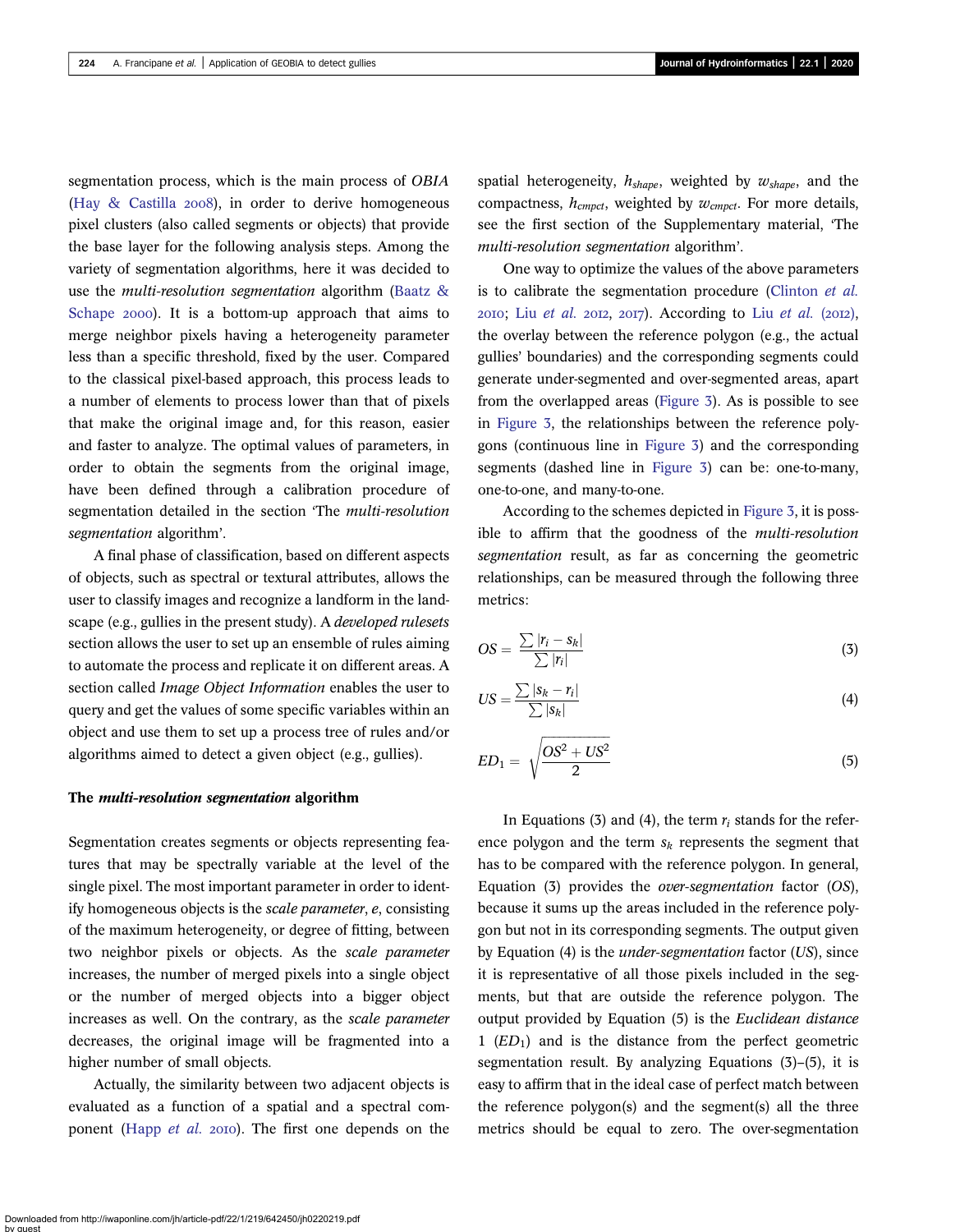segmentation process, which is the main process of *OBIA* (Hay & Castilla 2008), in order to derive homogeneous pixel clusters (also called segments or objects) that provide the base layer for the following analysis steps. Among the variety of segmentation algorithms, here it was decided to use the *multi-resolution segmentation* algorithm (Baatz & Schape 2000). It is a bottom-up approach that aims to merge neighbor pixels having a heterogeneity parameter less than a specific threshold, fixed by the user. Compared to the classical pixel-based approach, this process leads to a number of elements to process lower than that of pixels that make the original image and, for this reason, easier and faster to analyze. The optimal values of parameters, in order to obtain the segments from the original image, have been defined through a calibration procedure of segmentation detailed in the section 'The *multi-resolution segmentation* algorithm'.

A final phase of classification, based on different aspects of objects, such as spectral or textural attributes, allows the user to classify images and recognize a landform in the landscape (e.g., gullies in the present study). A *developed rulesets* section allows the user to set up an ensemble of rules aiming to automate the process and replicate it on different areas. A section called *Image Object Information* enables the user to query and get the values of some specific variables within an object and use them to set up a process tree of rules and/or algorithms aimed to detect a given object (e.g., gullies).

## The *multi-resolution segmentation* algorithm

Segmentation creates segments or objects representing features that may be spectrally variable at the level of the single pixel. The most important parameter in order to identify homogeneous objects is the *scale parameter*, *e*, consisting of the maximum heterogeneity, or degree of fitting, between two neighbor pixels or objects. As the *scale parameter* increases, the number of merged pixels into a single object or the number of merged objects into a bigger object increases as well. On the contrary, as the *scale parameter* decreases, the original image will be fragmented into a higher number of small objects.

Actually, the similarity between two adjacent objects is evaluated as a function of a spatial and a spectral component (Happ *et al.* 2010). The first one depends on the spatial heterogeneity, $h_{shape}$, weighted by $w_{shape}$, and the compactness, $h_{cmpct}$, weighted by $w_{cmpct}$. For more details, see the first section of the Supplementary material, 'The *multi-resolution segmentation* algorithm'.

One way to optimize the values of the above parameters is to calibrate the segmentation procedure (Clinton *et al.* 2010; Liu *et al.* 2012, 2017). According to Liu *et al.* (2012), the overlay between the reference polygon (e.g., the actual gullies' boundaries) and the corresponding segments could generate under-segmented and over-segmented areas, apart from the overlapped areas (Figure 3). As is possible to see in Figure 3, the relationships between the reference polygons (continuous line in Figure 3) and the corresponding segments (dashed line in Figure 3) can be: one-to-many, one-to-one, and many-to-one.

According to the schemes depicted in Figure 3, it is possible to affirm that the goodness of the *multi-resolution segmentation* result, as far as concerning the geometric relationships, can be measured through the following three metrics:

$$OS = \frac{\sum |r_i - s_k|}{\sum |r_i|} \tag{3}$$

$$US = \frac{\sum |s_k - r_i|}{\sum |s_k|} \tag{4}$$

$$ED_1 = \sqrt{\frac{OS^2 + US^2}{2}} \tag{5}$$

In Equations (3) and (4), the term $r_i$ stands for the reference polygon and the term $s_k$ represents the segment that has to be compared with the reference polygon. In general, Equation (3) provides the *over-segmentation* factor (*OS*), because it sums up the areas included in the reference polygon but not in its corresponding segments. The output given by Equation (4) is the *under-segmentation* factor (*US*), since it is representative of all those pixels included in the segments, but that are outside the reference polygon. The output provided by Equation (5) is the *Euclidean distance* 1 ($ED_1$) and is the distance from the perfect geometric segmentation result. By analyzing Equations (3)–(5), it is easy to affirm that in the ideal case of perfect match between the reference polygon(s) and the segment(s) all the three metrics should be equal to zero. The over-segmentation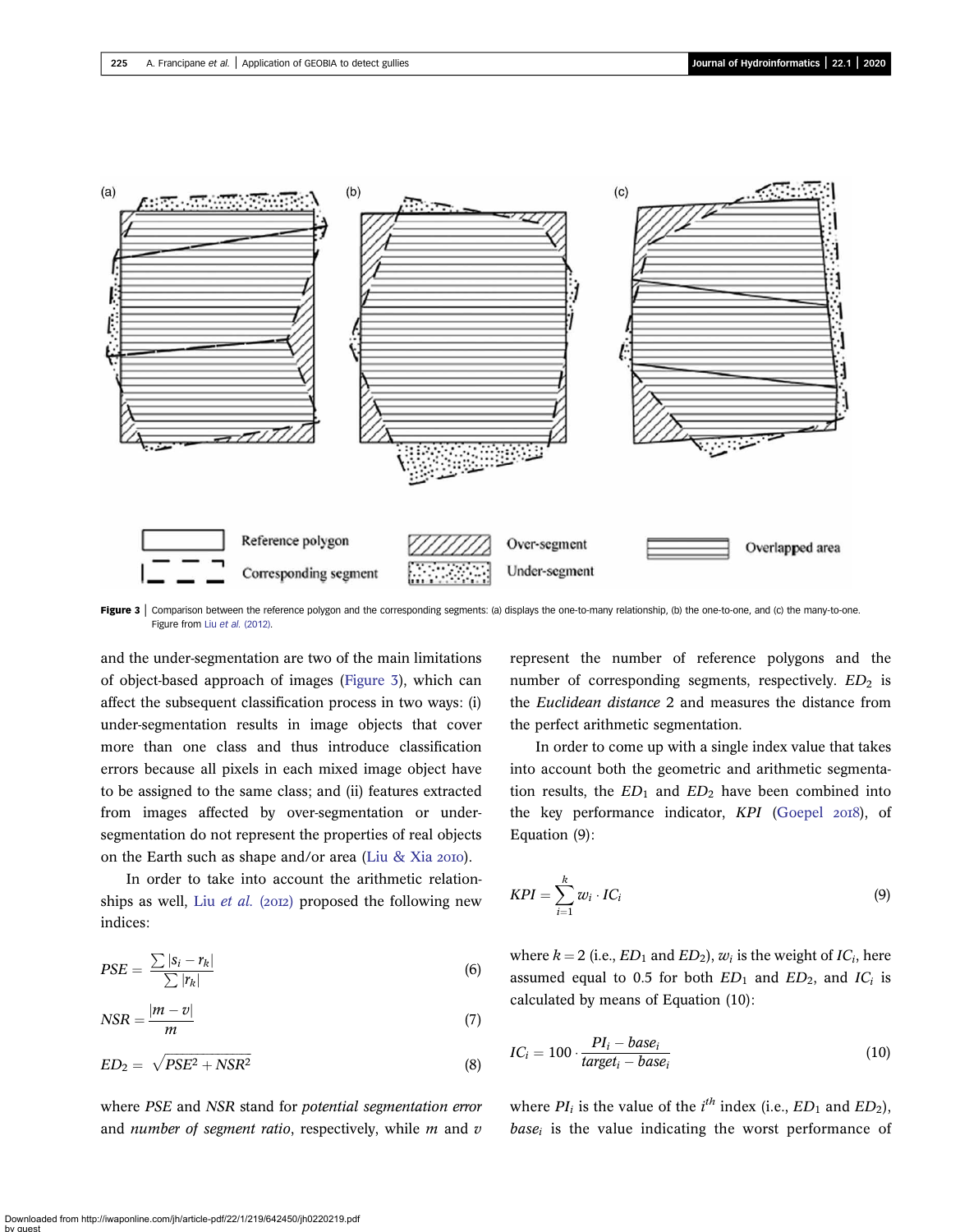Figure 3 | Comparison between the reference polygon and the corresponding segments: (a) displays the one-to-many relationship, (b) the one-to-one, and (c) the many-to-one. Figure from Liu *et al.* (2012).

and the under-segmentation are two of the main limitations of object-based approach of images (Figure 3), which can affect the subsequent classification process in two ways: (i) under-segmentation results in image objects that cover more than one class and thus introduce classification errors because all pixels in each mixed image object have to be assigned to the same class; and (ii) features extracted from images affected by over-segmentation or under-segmentation do not represent the properties of real objects on the Earth such as shape and/or area (Liu & Xia 2010).

In order to take into account the arithmetic relationships as well, Liu *et al.* (2012) proposed the following new indices:

$$PSE = \frac{\sum |s_i - r_k|}{\sum |r_k|} \tag{6}$$

$$NSR = \frac{|m - v|}{m} \tag{7}$$

$$ED_2 = \sqrt{PSE^2 + NSR^2} \tag{8}$$

where *PSE* and *NSR* stand for *potential segmentation error* and *number of segment ratio*, respectively, while $m$ and $v$ represent the number of reference polygons and the number of corresponding segments, respectively. $ED_2$ is the *Euclidean distance* 2 and measures the distance from the perfect arithmetic segmentation.

In order to come up with a single index value that takes into account both the geometric and arithmetic segmentation results, the $ED_1$ and $ED_2$ have been combined into the key performance indicator, *KPI* (Goepel 2018), of Equation (9):

$$KPI = \sum_{i=1}^{k} w_i \cdot IC_i \tag{9}$$

where $k = 2$ (i.e., $ED_1$ and $ED_2$), $w_i$ is the weight of $IC_i$, here assumed equal to 0.5 for both $ED_1$ and $ED_2$, and $IC_i$ is calculated by means of Equation (10):

$$IC_i = 100 \cdot \frac{PI_i - base_i}{target_i - base_i} \tag{10}$$

where $PI_i$ is the value of the $i^{th}$ index (i.e., $ED_1$ and $ED_2$), $base_i$ is the value indicating the worst performance of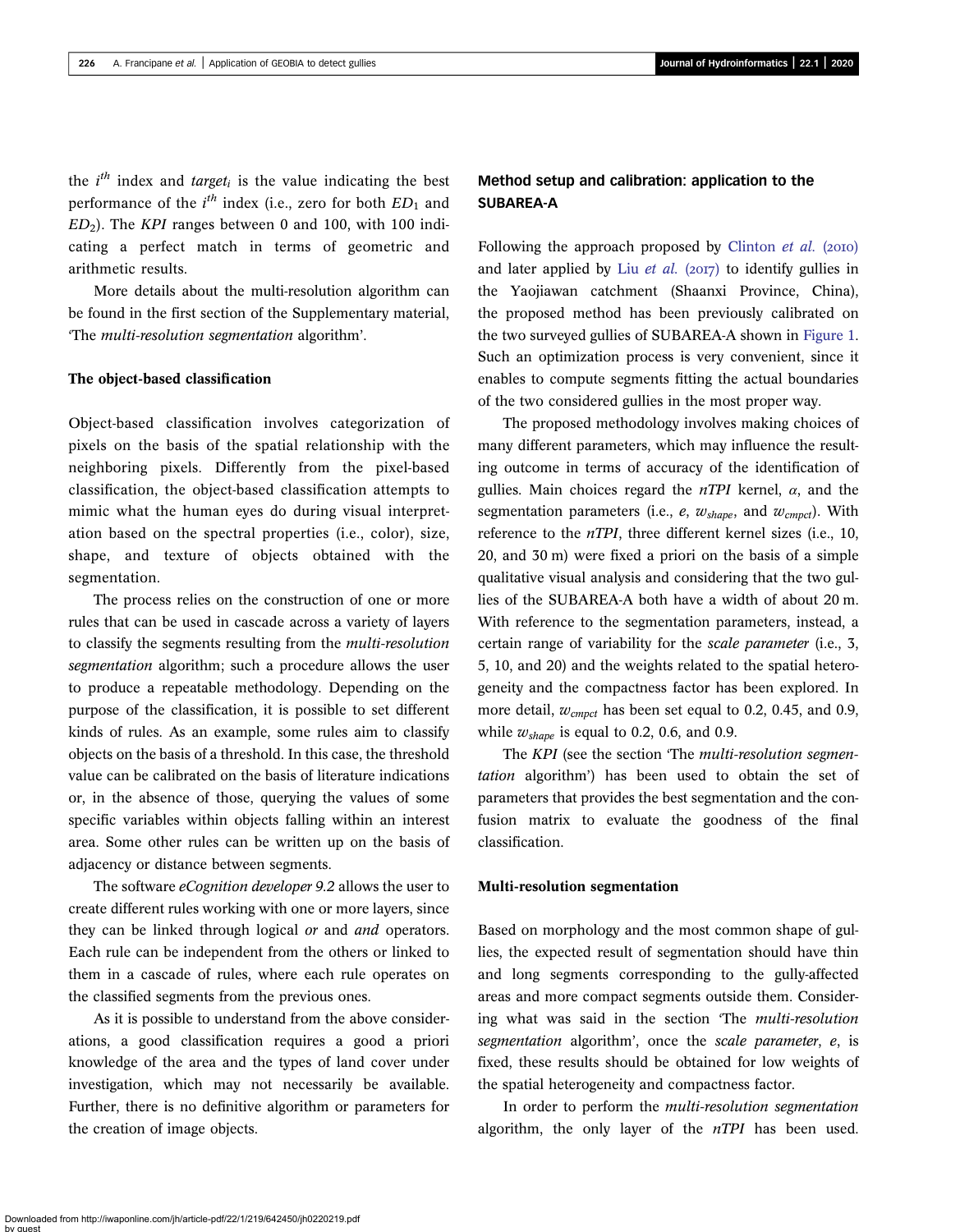the $i^{th}$ index and $target_i$ is the value indicating the best performance of the $i^{th}$ index (i.e., zero for both $ED_1$ and $ED_2$). The *KPI* ranges between 0 and 100, with 100 indicating a perfect match in terms of geometric and arithmetic results.

More details about the multi-resolution algorithm can be found in the first section of the Supplementary material, 'The *multi-resolution segmentation* algorithm'.

### The object-based classification

Object-based classification involves categorization of pixels on the basis of the spatial relationship with the neighboring pixels. Differently from the pixel-based classification, the object-based classification attempts to mimic what the human eyes do during visual interpretation based on the spectral properties (i.e., color), size, shape, and texture of objects obtained with the segmentation.

The process relies on the construction of one or more rules that can be used in cascade across a variety of layers to classify the segments resulting from the *multi-resolution segmentation* algorithm; such a procedure allows the user to produce a repeatable methodology. Depending on the purpose of the classification, it is possible to set different kinds of rules. As an example, some rules aim to classify objects on the basis of a threshold. In this case, the threshold value can be calibrated on the basis of literature indications or, in the absence of those, querying the values of some specific variables within objects falling within an interest area. Some other rules can be written up on the basis of adjacency or distance between segments.

The software *eCognition developer 9.2* allows the user to create different rules working with one or more layers, since they can be linked through logical *or* and *and* operators. Each rule can be independent from the others or linked to them in a cascade of rules, where each rule operates on the classified segments from the previous ones.

As it is possible to understand from the above considerations, a good classification requires a good a priori knowledge of the area and the types of land cover under investigation, which may not necessarily be available. Further, there is no definitive algorithm or parameters for the creation of image objects.

## Method setup and calibration: application to the SUBAREA-A

Following the approach proposed by Clinton *et al.* (2010) and later applied by Liu *et al.* (2017) to identify gullies in the Yaojiawan catchment (Shaanxi Province, China), the proposed method has been previously calibrated on the two surveyed gullies of SUBAREA-A shown in Figure 1. Such an optimization process is very convenient, since it enables to compute segments fitting the actual boundaries of the two considered gullies in the most proper way.

The proposed methodology involves making choices of many different parameters, which may influence the resulting outcome in terms of accuracy of the identification of gullies. Main choices regard the *nTPI* kernel, $\alpha$, and the segmentation parameters (i.e., $e$, $w_{shape}$, and $w_{cmpct}$). With reference to the *nTPI*, three different kernel sizes (i.e., 10, 20, and 30 m) were fixed a priori on the basis of a simple qualitative visual analysis and considering that the two gullies of the SUBAREA-A both have a width of about 20 m. With reference to the segmentation parameters, instead, a certain range of variability for the *scale parameter* (i.e., 3, 5, 10, and 20) and the weights related to the spatial heterogeneity and the compactness factor has been explored. In more detail, $w_{cmpct}$ has been set equal to 0.2, 0.45, and 0.9, while $w_{shape}$ is equal to 0.2, 0.6, and 0.9.

The *KPI* (see the section 'The *multi-resolution segmentation* algorithm') has been used to obtain the set of parameters that provides the best segmentation and the confusion matrix to evaluate the goodness of the final classification.

### Multi-resolution segmentation

Based on morphology and the most common shape of gullies, the expected result of segmentation should have thin and long segments corresponding to the gully-affected areas and more compact segments outside them. Considering what was said in the section 'The *multi-resolution segmentation* algorithm', once the *scale parameter*, $e$, is fixed, these results should be obtained for low weights of the spatial heterogeneity and compactness factor.

In order to perform the *multi-resolution segmentation* algorithm, the only layer of the *nTPI* has been used.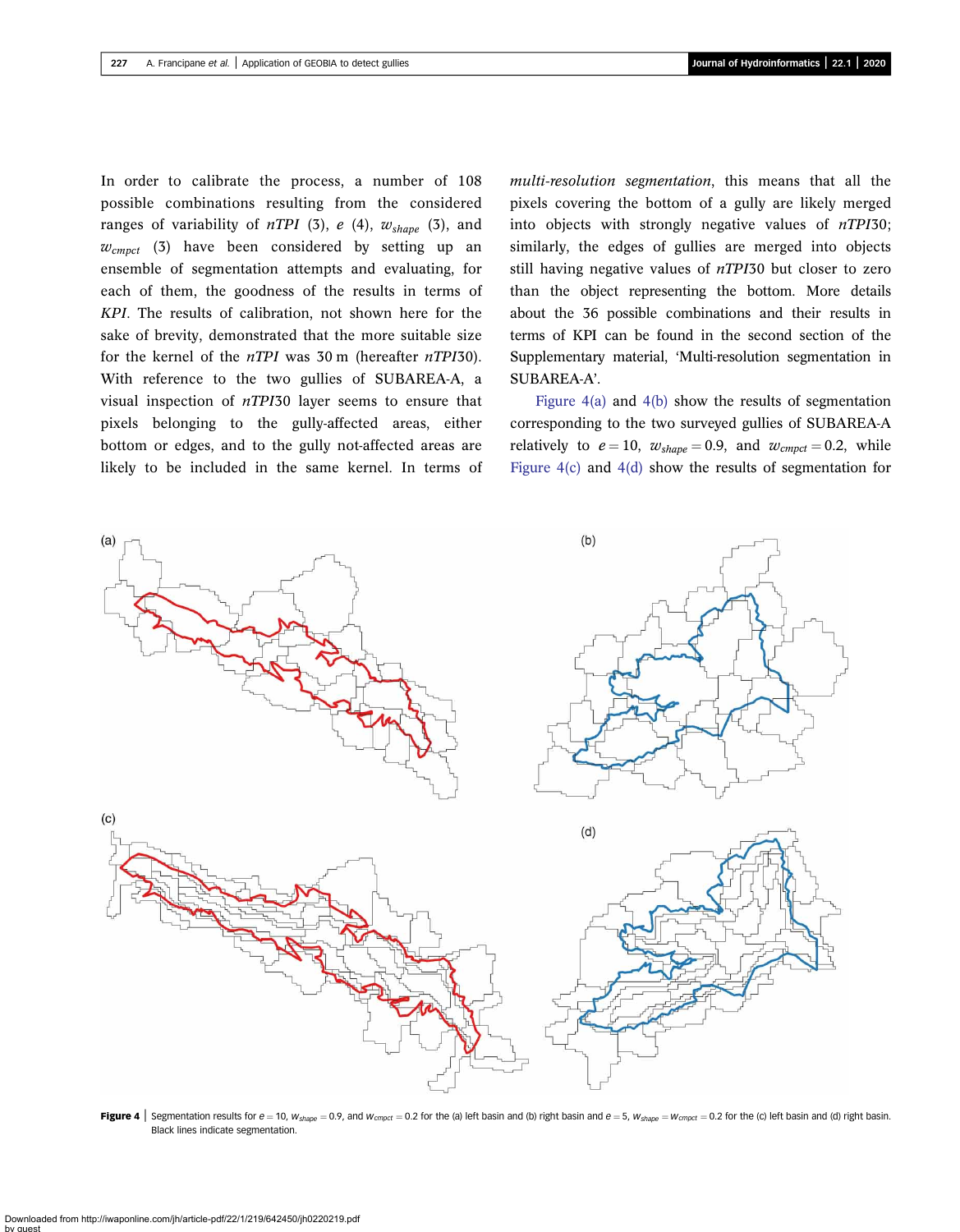In order to calibrate the process, a number of 108 possible combinations resulting from the considered ranges of variability of *nTPI* (3), *e* (4), $w_{shape}$ (3), and $w_{cmpct}$ (3) have been considered by setting up an ensemble of segmentation attempts and evaluating, for each of them, the goodness of the results in terms of *KPI*. The results of calibration, not shown here for the sake of brevity, demonstrated that the more suitable size for the kernel of the *nTPI* was 30 m (hereafter *nTPI*30). With reference to the two gullies of SUBAREA-A, a visual inspection of *nTPI*30 layer seems to ensure that pixels belonging to the gully-affected areas, either bottom or edges, and to the gully not-affected areas are likely to be included in the same kernel. In terms of *multi-resolution segmentation*, this means that all the pixels covering the bottom of a gully are likely merged into objects with strongly negative values of *nTPI*30; similarly, the edges of gullies are merged into objects still having negative values of *nTPI*30 but closer to zero than the object representing the bottom. More details about the 36 possible combinations and their results in terms of KPI can be found in the second section of the Supplementary material, 'Multi-resolution segmentation in SUBAREA-A'.

Figure 4(a) and 4(b) show the results of segmentation corresponding to the two surveyed gullies of SUBAREA-A relatively to $e = 10$, $w_{shape} = 0.9$, and $w_{cmpct} = 0.2$, while Figure 4(c) and 4(d) show the results of segmentation for

**Figure 4** | Segmentation results for $e = 10$, $w_{shape} = 0.9$, and $w_{cmpct} = 0.2$ for the (a) left basin and (b) right basin and $e = 5$, $w_{shape} = w_{cmpct} = 0.2$ for the (c) left basin and (d) right basin. Black lines indicate segmentation.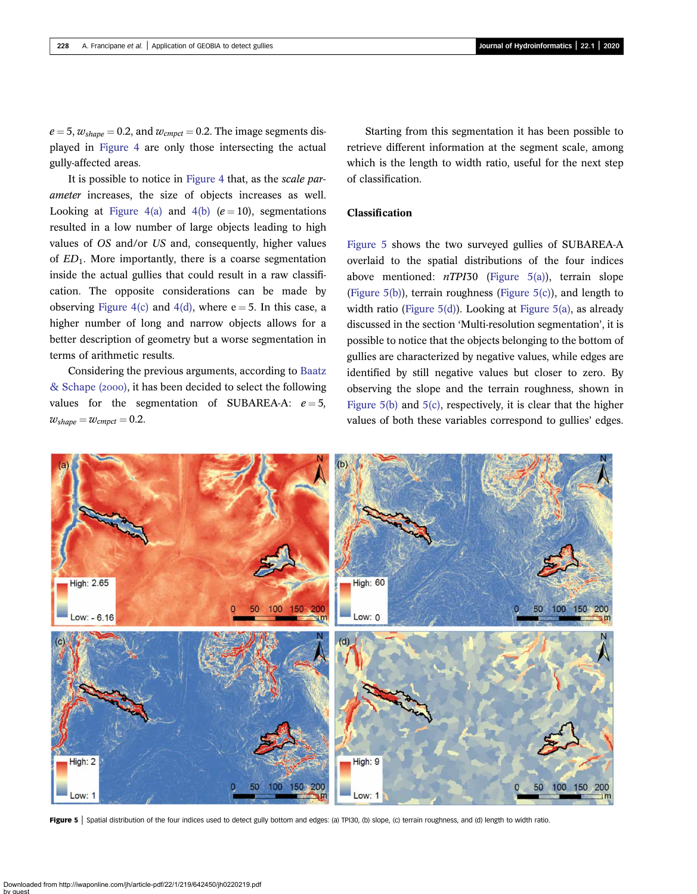$e = 5$, $w_{shape} = 0.2$, and $w_{cmpct} = 0.2$. The image segments displayed in Figure 4 are only those intersecting the actual gully-affected areas.

It is possible to notice in Figure 4 that, as the *scale parameter* increases, the size of objects increases as well. Looking at Figure 4(a) and 4(b) ($e = 10$), segmentations resulted in a low number of large objects leading to high values of *OS* and/or *US* and, consequently, higher values of $ED_1$. More importantly, there is a coarse segmentation inside the actual gullies that could result in a raw classification. The opposite considerations can be made by observing Figure 4(c) and 4(d), where $e = 5$. In this case, a higher number of long and narrow objects allows for a better description of geometry but a worse segmentation in terms of arithmetic results.

Considering the previous arguments, according to Baatz & Schape (2000), it has been decided to select the following values for the segmentation of SUBAREA-A: $e = 5$, $w_{shape} = w_{cmpct} = 0.2$.

Starting from this segmentation it has been possible to retrieve different information at the segment scale, among which is the length to width ratio, useful for the next step of classification.

## Classification

Figure 5 shows the two surveyed gullies of SUBAREA-A overlaid to the spatial distributions of the four indices above mentioned: *nTPI*30 (Figure 5(a)), terrain slope (Figure 5(b)), terrain roughness (Figure 5(c)), and length to width ratio (Figure 5(d)). Looking at Figure 5(a), as already discussed in the section 'Multi-resolution segmentation', it is possible to notice that the objects belonging to the bottom of gullies are characterized by negative values, while edges are identified by still negative values but closer to zero. By observing the slope and the terrain roughness, shown in Figure 5(b) and 5(c), respectively, it is clear that the higher values of both these variables correspond to gullies' edges.

**Figure 5** | Spatial distribution of the four indices used to detect gully bottom and edges: (a) TPI30, (b) slope, (c) terrain roughness, and (d) length to width ratio.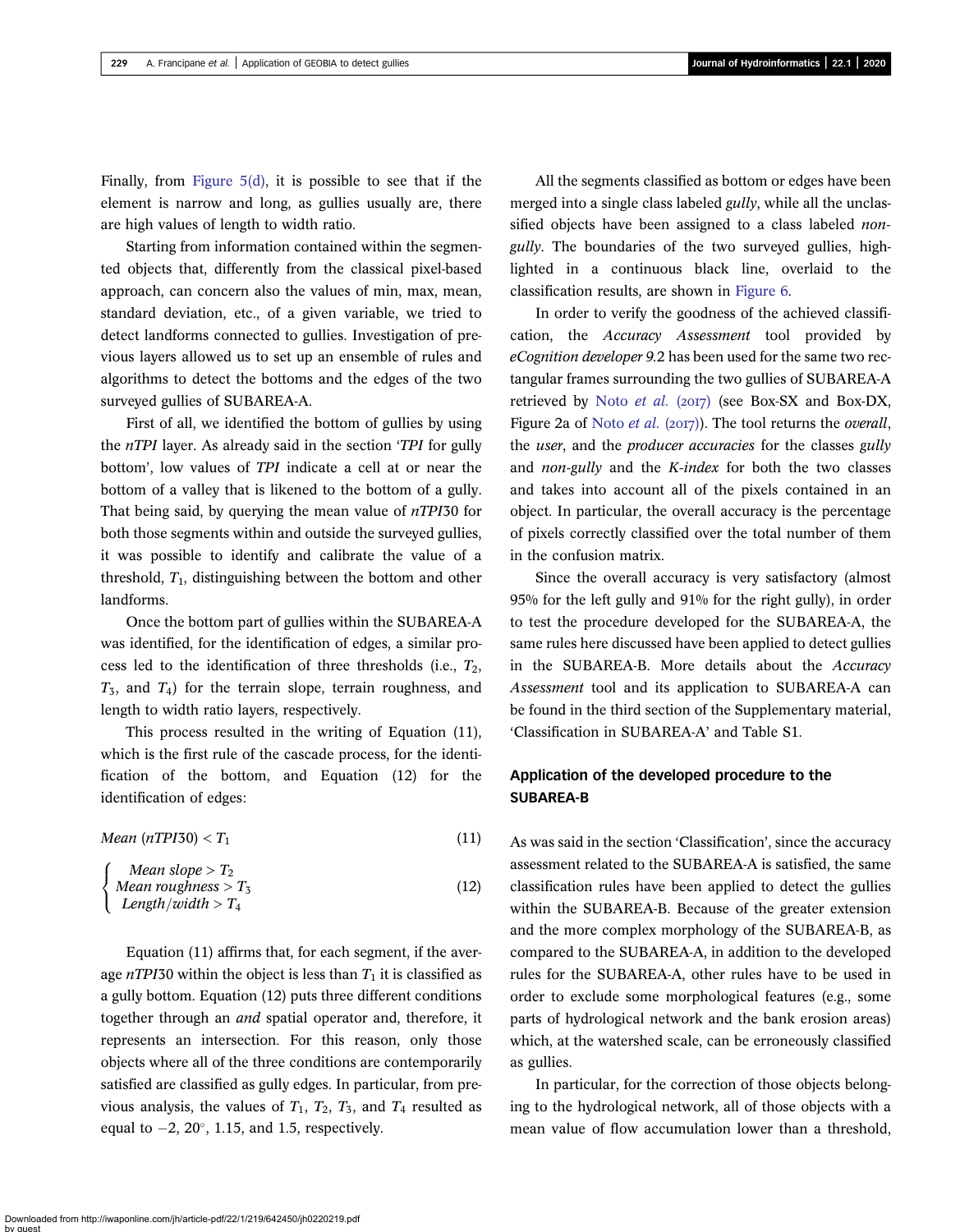Finally, from Figure 5(d), it is possible to see that if the element is narrow and long, as gullies usually are, there are high values of length to width ratio.

Starting from information contained within the segmented objects that, differently from the classical pixel-based approach, can concern also the values of min, max, mean, standard deviation, etc., of a given variable, we tried to detect landforms connected to gullies. Investigation of previous layers allowed us to set up an ensemble of rules and algorithms to detect the bottoms and the edges of the two surveyed gullies of SUBAREA-A.

First of all, we identified the bottom of gullies by using the *nTPI* layer. As already said in the section '*TPI* for gully bottom', low values of *TPI* indicate a cell at or near the bottom of a valley that is likened to the bottom of a gully. That being said, by querying the mean value of *nTPI*30 for both those segments within and outside the surveyed gullies, it was possible to identify and calibrate the value of a threshold, $T_1$, distinguishing between the bottom and other landforms.

Once the bottom part of gullies within the SUBAREA-A was identified, for the identification of edges, a similar process led to the identification of three thresholds (i.e., $T_2$, $T_3$, and $T_4$) for the terrain slope, terrain roughness, and length to width ratio layers, respectively.

This process resulted in the writing of Equation (11), which is the first rule of the cascade process, for the identification of the bottom, and Equation (12) for the identification of edges:

$$Mean\ (nTPI30) < T_1 \tag{11}$$

$$\begin{cases} Mean\ slope > T_2 \\ Mean\ roughness > T_3 \\ Length/width > T_4 \end{cases} \tag{12}$$

Equation (11) affirms that, for each segment, if the average *nTPI*30 within the object is less than $T_1$ it is classified as a gully bottom. Equation (12) puts three different conditions together through an *and* spatial operator and, therefore, it represents an intersection. For this reason, only those objects where all of the three conditions are contemporarily satisfied are classified as gully edges. In particular, from previous analysis, the values of $T_1$, $T_2$, $T_3$, and $T_4$ resulted as equal to $-2$, $20^\circ$, 1.15, and 1.5, respectively.

All the segments classified as bottom or edges have been merged into a single class labeled *gully*, while all the unclassified objects have been assigned to a class labeled *non-gully*. The boundaries of the two surveyed gullies, highlighted in a continuous black line, overlaid to the classification results, are shown in Figure 6.

In order to verify the goodness of the achieved classification, the *Accuracy Assessment* tool provided by *eCognition developer* 9.2 has been used for the same two rectangular frames surrounding the two gullies of SUBAREA-A retrieved by Noto *et al.* (2017) (see Box-SX and Box-DX, Figure 2a of Noto *et al.* (2017)). The tool returns the *overall*, the *user*, and the *producer accuracies* for the classes *gully* and *non-gully* and the *K-index* for both the two classes and takes into account all of the pixels contained in an object. In particular, the overall accuracy is the percentage of pixels correctly classified over the total number of them in the confusion matrix.

Since the overall accuracy is very satisfactory (almost 95% for the left gully and 91% for the right gully), in order to test the procedure developed for the SUBAREA-A, the same rules here discussed have been applied to detect gullies in the SUBAREA-B. More details about the *Accuracy Assessment* tool and its application to SUBAREA-A can be found in the third section of the Supplementary material, 'Classification in SUBAREA-A' and Table S1.

## Application of the developed procedure to the SUBAREA-B

As was said in the section 'Classification', since the accuracy assessment related to the SUBAREA-A is satisfied, the same classification rules have been applied to detect the gullies within the SUBAREA-B. Because of the greater extension and the more complex morphology of the SUBAREA-B, as compared to the SUBAREA-A, in addition to the developed rules for the SUBAREA-A, other rules have to be used in order to exclude some morphological features (e.g., some parts of hydrological network and the bank erosion areas) which, at the watershed scale, can be erroneously classified as gullies.

In particular, for the correction of those objects belonging to the hydrological network, all of those objects with a mean value of flow accumulation lower than a threshold,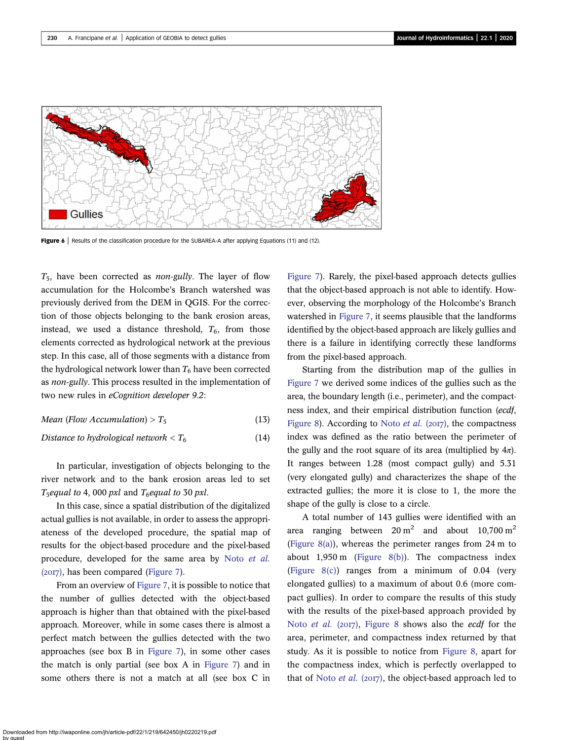Figure 6 | Results of the classification procedure for the SUBAREA-A after applying Equations (11) and (12).

$T_5$, have been corrected as *non-gully*. The layer of flow accumulation for the Holcombe's Branch watershed was previously derived from the DEM in QGIS. For the correction of those objects belonging to the bank erosion areas, instead, we used a distance threshold, $T_6$, from those elements corrected as hydrological network at the previous step. In this case, all of those segments with a distance from the hydrological network lower than $T_6$ have been corrected as *non-gully*. This process resulted in the implementation of two new rules in *eCognition developer 9.2*:

$$\textit{Mean (Flow Accumulation)} > T_5 \tag{13}$$

$$\textit{Distance to hydrological network} < T_6 \tag{14}$$

In particular, investigation of objects belonging to the river network and to the bank erosion areas led to set $T_5$*equal to* 4, 000 *pxl* and $T_6$*equal to* 30 *pxl*.

In this case, since a spatial distribution of the digitalized actual gullies is not available, in order to assess the appropriateness of the developed procedure, the spatial map of results for the object-based procedure and the pixel-based procedure, developed for the same area by Noto *et al.* (2017), has been compared (Figure 7).

From an overview of Figure 7, it is possible to notice that the number of gullies detected with the object-based approach is higher than that obtained with the pixel-based approach. Moreover, while in some cases there is almost a perfect match between the gullies detected with the two approaches (see box B in Figure 7), in some other cases the match is only partial (see box A in Figure 7) and in some others there is not a match at all (see box C in Figure 7). Rarely, the pixel-based approach detects gullies that the object-based approach is not able to identify. However, observing the morphology of the Holcombe's Branch watershed in Figure 7, it seems plausible that the landforms identified by the object-based approach are likely gullies and there is a failure in identifying correctly these landforms from the pixel-based approach.

Starting from the distribution map of the gullies in Figure 7 we derived some indices of the gullies such as the area, the boundary length (i.e., perimeter), and the compactness index, and their empirical distribution function (*ecdf*, Figure 8). According to Noto *et al.* (2017), the compactness index was defined as the ratio between the perimeter of the gully and the root square of its area (multiplied by $4\pi$). It ranges between 1.28 (most compact gully) and 5.31 (very elongated gully) and characterizes the shape of the extracted gullies; the more it is close to 1, the more the shape of the gully is close to a circle.

A total number of 143 gullies were identified with an area ranging between 20 $m^2$ and about 10,700 $m^2$ (Figure 8(a)), whereas the perimeter ranges from 24 m to about 1,950 m (Figure 8(b)). The compactness index (Figure 8(c)) ranges from a minimum of 0.04 (very elongated gullies) to a maximum of about 0.6 (more compact gullies). In order to compare the results of this study with the results of the pixel-based approach provided by Noto *et al.* (2017), Figure 8 shows also the *ecdf* for the area, perimeter, and compactness index returned by that study. As it is possible to notice from Figure 8, apart for the compactness index, which is perfectly overlapped to that of Noto *et al.* (2017), the object-based approach led to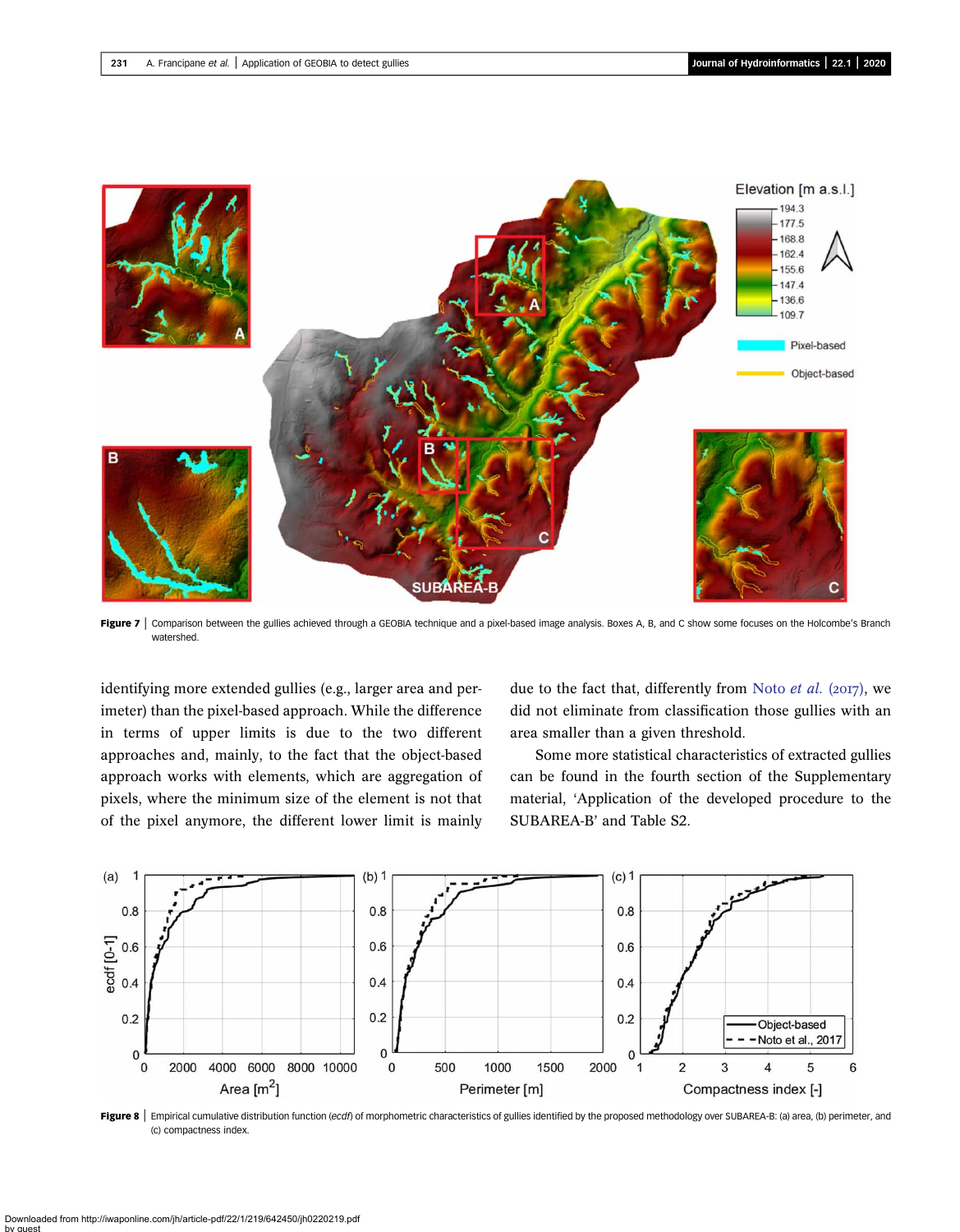Figure 7 | Comparison between the gullies achieved through a GEOBIA technique and a pixel-based image analysis. Boxes A, B, and C show some focuses on the Holcombe's Branch watershed.

identifying more extended gullies (e.g., larger area and perimeter) than the pixel-based approach. While the difference in terms of upper limits is due to the two different approaches and, mainly, to the fact that the object-based approach works with elements, which are aggregation of pixels, where the minimum size of the element is not that of the pixel anymore, the different lower limit is mainly due to the fact that, differently from Noto *et al.* (2017), we did not eliminate from classification those gullies with an area smaller than a given threshold.

Some more statistical characteristics of extracted gullies can be found in the fourth section of the Supplementary material, 'Application of the developed procedure to the SUBAREA-B' and Table S2.

Figure 8 | Empirical cumulative distribution function (*ecdf*) of morphometric characteristics of gullies identified by the proposed methodology over SUBAREA-B: (a) area, (b) perimeter, and (c) compactness index.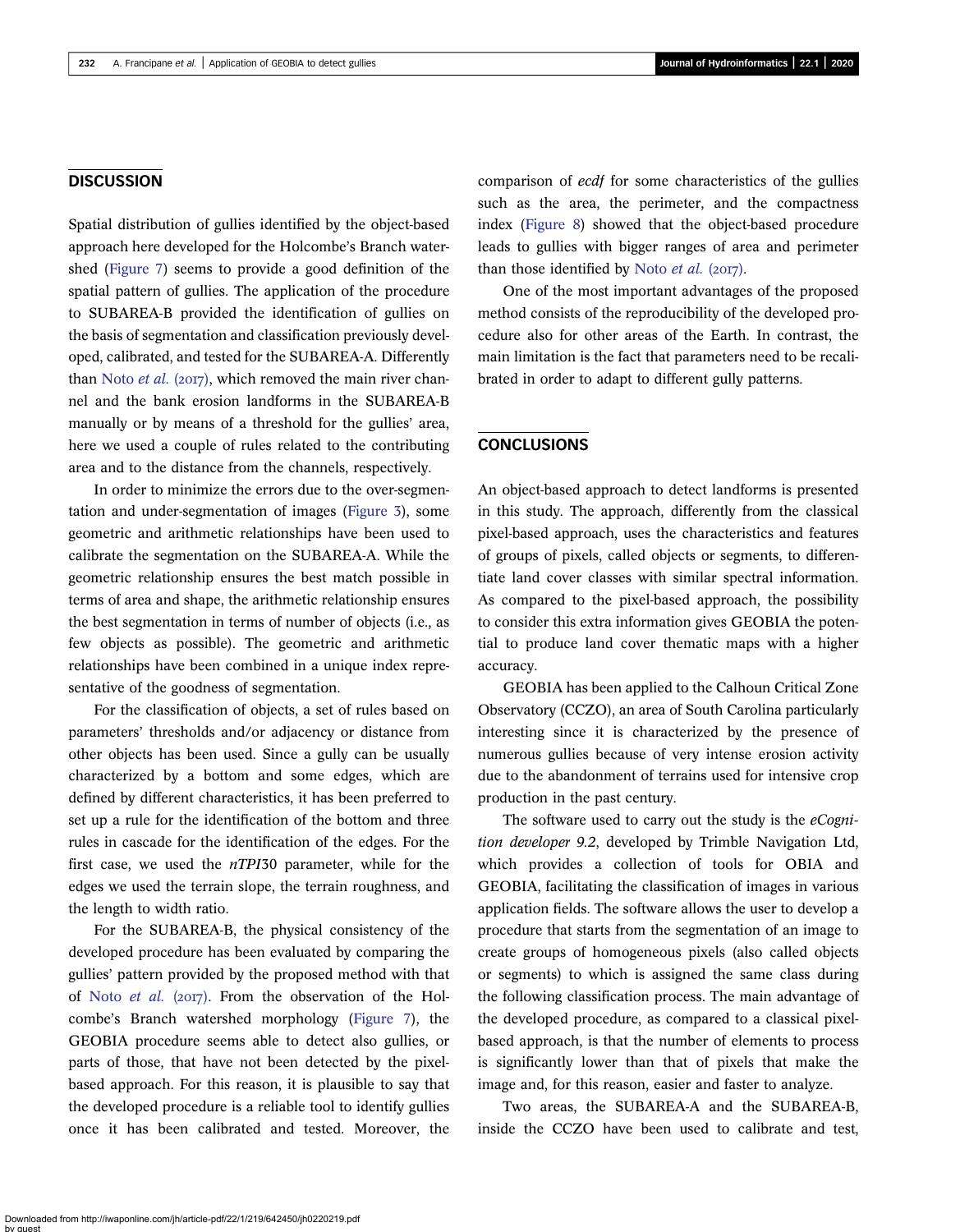## DISCUSSION

Spatial distribution of gullies identified by the object-based approach here developed for the Holcombe's Branch watershed (Figure 7) seems to provide a good definition of the spatial pattern of gullies. The application of the procedure to SUBAREA-B provided the identification of gullies on the basis of segmentation and classification previously developed, calibrated, and tested for the SUBAREA-A. Differently than Noto *et al.* (2017), which removed the main river channel and the bank erosion landforms in the SUBAREA-B manually or by means of a threshold for the gullies' area, here we used a couple of rules related to the contributing area and to the distance from the channels, respectively.

In order to minimize the errors due to the over-segmentation and under-segmentation of images (Figure 3), some geometric and arithmetic relationships have been used to calibrate the segmentation on the SUBAREA-A. While the geometric relationship ensures the best match possible in terms of area and shape, the arithmetic relationship ensures the best segmentation in terms of number of objects (i.e., as few objects as possible). The geometric and arithmetic relationships have been combined in a unique index representative of the goodness of segmentation.

For the classification of objects, a set of rules based on parameters' thresholds and/or adjacency or distance from other objects has been used. Since a gully can be usually characterized by a bottom and some edges, which are defined by different characteristics, it has been preferred to set up a rule for the identification of the bottom and three rules in cascade for the identification of the edges. For the first case, we used the *nTPI*30 parameter, while for the edges we used the terrain slope, the terrain roughness, and the length to width ratio.

For the SUBAREA-B, the physical consistency of the developed procedure has been evaluated by comparing the gullies' pattern provided by the proposed method with that of Noto *et al.* (2017). From the observation of the Holcombe's Branch watershed morphology (Figure 7), the GEOBIA procedure seems able to detect also gullies, or parts of those, that have not been detected by the pixel-based approach. For this reason, it is plausible to say that the developed procedure is a reliable tool to identify gullies once it has been calibrated and tested. Moreover, the comparison of *ecdf* for some characteristics of the gullies such as the area, the perimeter, and the compactness index (Figure 8) showed that the object-based procedure leads to gullies with bigger ranges of area and perimeter than those identified by Noto *et al.* (2017).

One of the most important advantages of the proposed method consists of the reproducibility of the developed procedure also for other areas of the Earth. In contrast, the main limitation is the fact that parameters need to be recalibrated in order to adapt to different gully patterns.

## CONCLUSIONS

An object-based approach to detect landforms is presented in this study. The approach, differently from the classical pixel-based approach, uses the characteristics and features of groups of pixels, called objects or segments, to differentiate land cover classes with similar spectral information. As compared to the pixel-based approach, the possibility to consider this extra information gives GEOBIA the potential to produce land cover thematic maps with a higher accuracy.

GEOBIA has been applied to the Calhoun Critical Zone Observatory (CCZO), an area of South Carolina particularly interesting since it is characterized by the presence of numerous gullies because of very intense erosion activity due to the abandonment of terrains used for intensive crop production in the past century.

The software used to carry out the study is the *eCognition developer 9.2*, developed by Trimble Navigation Ltd, which provides a collection of tools for OBIA and GEOBIA, facilitating the classification of images in various application fields. The software allows the user to develop a procedure that starts from the segmentation of an image to create groups of homogeneous pixels (also called objects or segments) to which is assigned the same class during the following classification process. The main advantage of the developed procedure, as compared to a classical pixel-based approach, is that the number of elements to process is significantly lower than that of pixels that make the image and, for this reason, easier and faster to analyze.

Two areas, the SUBAREA-A and the SUBAREA-B, inside the CCZO have been used to calibrate and test,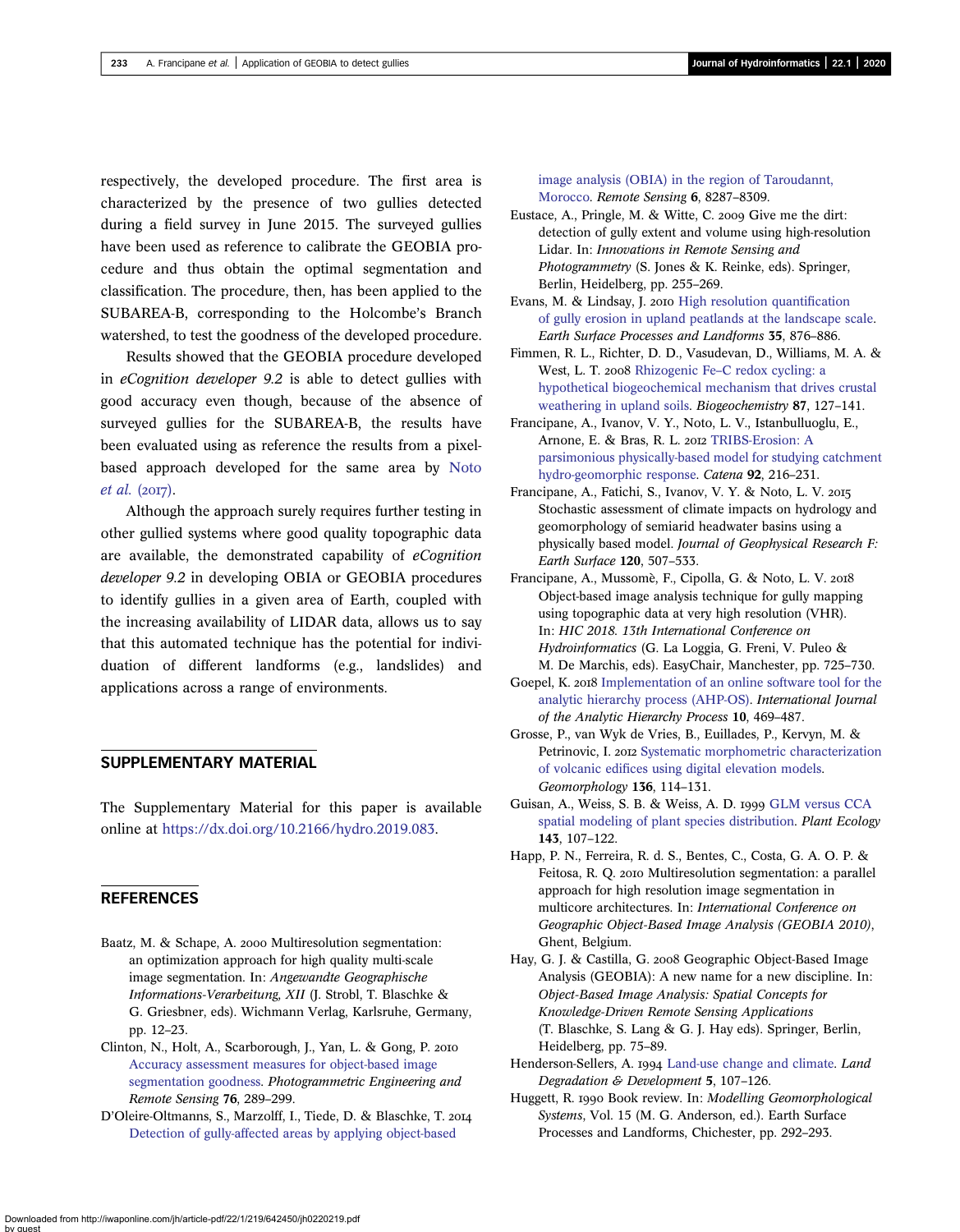respectively, the developed procedure. The first area is characterized by the presence of two gullies detected during a field survey in June 2015. The surveyed gullies have been used as reference to calibrate the GEOBIA procedure and thus obtain the optimal segmentation and classification. The procedure, then, has been applied to the SUBAREA-B, corresponding to the Holcombe's Branch watershed, to test the goodness of the developed procedure.

Results showed that the GEOBIA procedure developed in *eCognition developer 9.2* is able to detect gullies with good accuracy even though, because of the absence of surveyed gullies for the SUBAREA-B, the results have been evaluated using as reference the results from a pixel-based approach developed for the same area by Noto *et al.* (2017).

Although the approach surely requires further testing in other gullied systems where good quality topographic data are available, the demonstrated capability of *eCognition developer 9.2* in developing OBIA or GEOBIA procedures to identify gullies in a given area of Earth, coupled with the increasing availability of LIDAR data, allows us to say that this automated technique has the potential for individuation of different landforms (e.g., landslides) and applications across a range of environments.

## SUPPLEMENTARY MATERIAL

The Supplementary Material for this paper is available online at https://dx.doi.org/10.2166/hydro.2019.083.

## REFERENCES

Baatz, M. & Schape, A. 2000 Multiresolution segmentation: an optimization approach for high quality multi-scale image segmentation. In: *Angewandte Geographische Informations-Verarbeitung, XII* (J. Strobl, T. Blaschke & G. Griesbner, eds). Wichmann Verlag, Karlsruhe, Germany, pp. 12–23.

Clinton, N., Holt, A., Scarborough, J., Yan, L. & Gong, P. 2010 Accuracy assessment measures for object-based image segmentation goodness. *Photogrammetric Engineering and Remote Sensing* **76**, 289–299.

D'Oleire-Oltmanns, S., Marzolff, I., Tiede, D. & Blaschke, T. 2014 Detection of gully-affected areas by applying object-based image analysis (OBIA) in the region of Taroudannt, Morocco. *Remote Sensing* **6**, 8287–8309.

Eustace, A., Pringle, M. & Witte, C. 2009 Give me the dirt: detection of gully extent and volume using high-resolution Lidar. In: *Innovations in Remote Sensing and Photogrammetry* (S. Jones & K. Reinke, eds). Springer, Berlin, Heidelberg, pp. 255–269.

Evans, M. & Lindsay, J. 2010 High resolution quantification of gully erosion in upland peatlands at the landscape scale. *Earth Surface Processes and Landforms* **35**, 876–886.

Fimmen, R. L., Richter, D. D., Vasudevan, D., Williams, M. A. & West, L. T. 2008 Rhizogenic Fe–C redox cycling: a hypothetical biogeochemical mechanism that drives crustal weathering in upland soils. *Biogeochemistry* **87**, 127–141.

Francipane, A., Ivanov, V. Y., Noto, L. V., Istanbulluoglu, E., Arnone, E. & Bras, R. L. 2012 TRIBS-Erosion: A parsimonious physically-based model for studying catchment hydro-geomorphic response. *Catena* **92**, 216–231.

Francipane, A., Fatichi, S., Ivanov, V. Y. & Noto, L. V. 2015 Stochastic assessment of climate impacts on hydrology and geomorphology of semiarid headwater basins using a physically based model. *Journal of Geophysical Research F: Earth Surface* **120**, 507–533.

Francipane, A., Mussomè, F., Cipolla, G. & Noto, L. V. 2018 Object-based image analysis technique for gully mapping using topographic data at very high resolution (VHR). In: *HIC 2018. 13th International Conference on Hydroinformatics* (G. La Loggia, G. Freni, V. Puleo & M. De Marchis, eds). EasyChair, Manchester, pp. 725–730.

Goepel, K. 2018 Implementation of an online software tool for the analytic hierarchy process (AHP-OS). *International Journal of the Analytic Hierarchy Process* **10**, 469–487.

Grosse, P., van Wyk de Vries, B., Euillades, P., Kervyn, M. & Petrinovic, I. 2012 Systematic morphometric characterization of volcanic edifices using digital elevation models. *Geomorphology* **136**, 114–131.

Guisan, A., Weiss, S. B. & Weiss, A. D. 1999 GLM versus CCA spatial modeling of plant species distribution. *Plant Ecology* **143**, 107–122.

Happ, P. N., Ferreira, R. d. S., Bentes, C., Costa, G. A. O. P. & Feitosa, R. Q. 2010 Multiresolution segmentation: a parallel approach for high resolution image segmentation in multicore architectures. In: *International Conference on Geographic Object-Based Image Analysis (GEOBIA 2010)*, Ghent, Belgium.

Hay, G. J. & Castilla, G. 2008 Geographic Object-Based Image Analysis (GEOBIA): A new name for a new discipline. In: *Object-Based Image Analysis: Spatial Concepts for Knowledge-Driven Remote Sensing Applications* (T. Blaschke, S. Lang & G. J. Hay eds). Springer, Berlin, Heidelberg, pp. 75–89.

Henderson-Sellers, A. 1994 Land-use change and climate. *Land Degradation & Development* **5**, 107–126.

Huggett, R. 1990 Book review. In: *Modelling Geomorphological Systems*, Vol. 15 (M. G. Anderson, ed.). Earth Surface Processes and Landforms, Chichester, pp. 292–293.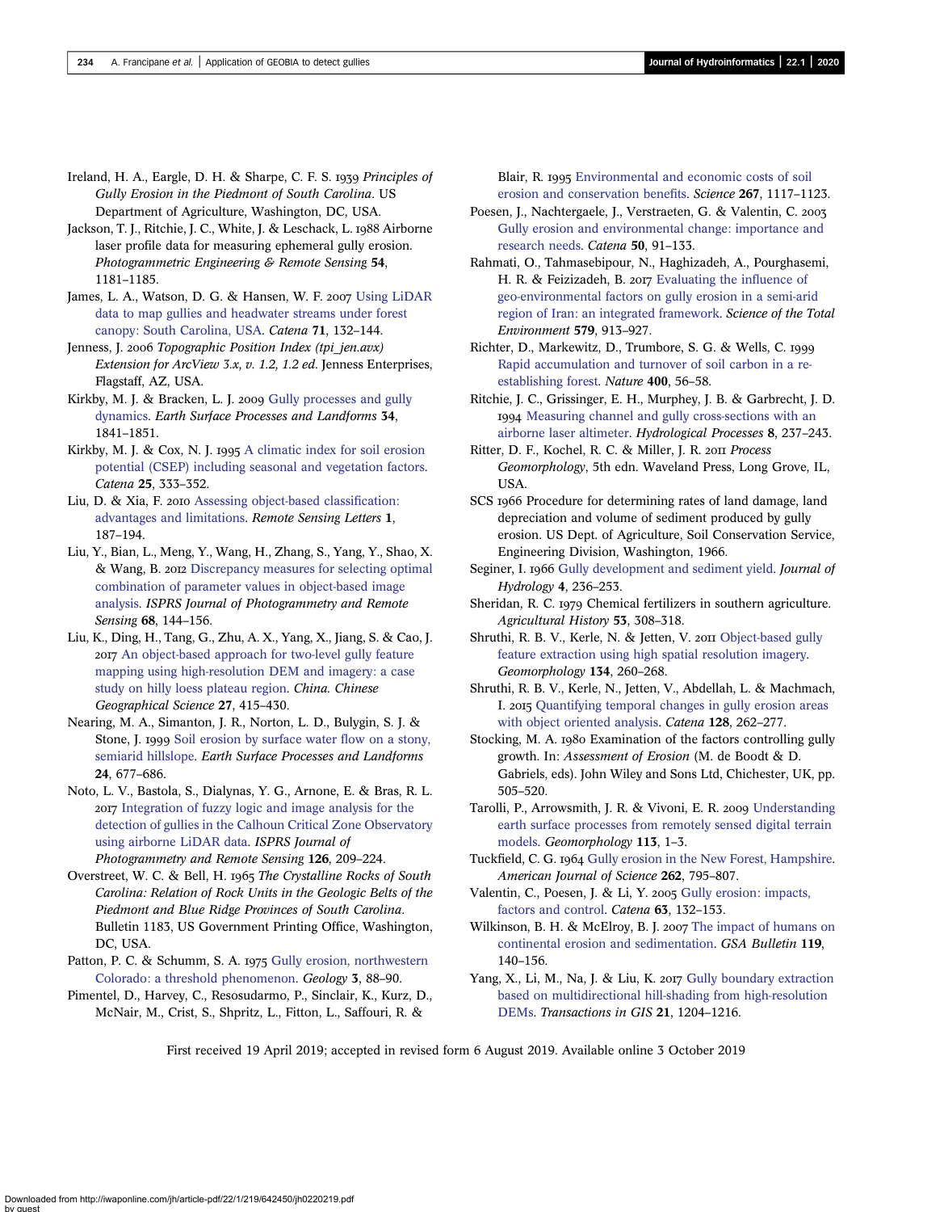Ireland, H. A., Eargle, D. H. & Sharpe, C. F. S. 1939 *Principles of Gully Erosion in the Piedmont of South Carolina*. US Department of Agriculture, Washington, DC, USA.

Jackson, T. J., Ritchie, J. C., White, J. & Leschack, L. 1988 Airborne laser profile data for measuring ephemeral gully erosion. *Photogrammetric Engineering & Remote Sensing* **54**, 1181–1185.

James, L. A., Watson, D. G. & Hansen, W. F. 2007 Using LiDAR data to map gullies and headwater streams under forest canopy: South Carolina, USA. *Catena* **71**, 132–144.

Jenness, J. 2006 *Topographic Position Index (tpi_jen.avx) Extension for ArcView 3.x, v. 1.2, 1.2 ed.* Jenness Enterprises, Flagstaff, AZ, USA.

Kirkby, M. J. & Bracken, L. J. 2009 Gully processes and gully dynamics. *Earth Surface Processes and Landforms* **34**, 1841–1851.

Kirkby, M. J. & Cox, N. J. 1995 A climatic index for soil erosion potential (CSEP) including seasonal and vegetation factors. *Catena* **25**, 333–352.

Liu, D. & Xia, F. 2010 Assessing object-based classification: advantages and limitations. *Remote Sensing Letters* **1**, 187–194.

Liu, Y., Bian, L., Meng, Y., Wang, H., Zhang, S., Yang, Y., Shao, X. & Wang, B. 2012 Discrepancy measures for selecting optimal combination of parameter values in object-based image analysis. *ISPRS Journal of Photogrammetry and Remote Sensing* **68**, 144–156.

Liu, K., Ding, H., Tang, G., Zhu, A. X., Yang, X., Jiang, S. & Cao, J. 2017 An object-based approach for two-level gully feature mapping using high-resolution DEM and imagery: a case study on hilly loess plateau region. *China. Chinese Geographical Science* **27**, 415–430.

Nearing, M. A., Simanton, J. R., Norton, L. D., Bulygin, S. J. & Stone, J. 1999 Soil erosion by surface water flow on a stony, semiarid hillslope. *Earth Surface Processes and Landforms* **24**, 677–686.

Noto, L. V., Bastola, S., Dialynas, Y. G., Arnone, E. & Bras, R. L. 2017 Integration of fuzzy logic and image analysis for the detection of gullies in the Calhoun Critical Zone Observatory using airborne LiDAR data. *ISPRS Journal of Photogrammetry and Remote Sensing* **126**, 209–224.

Overstreet, W. C. & Bell, H. 1965 *The Crystalline Rocks of South Carolina: Relation of Rock Units in the Geologic Belts of the Piedmont and Blue Ridge Provinces of South Carolina*. Bulletin 1183, US Government Printing Office, Washington, DC, USA.

Patton, P. C. & Schumm, S. A. 1975 Gully erosion, northwestern Colorado: a threshold phenomenon. *Geology* **3**, 88–90.

Pimentel, D., Harvey, C., Resosudarmo, P., Sinclair, K., Kurz, D., McNair, M., Crist, S., Shpritz, L., Fitton, L., Saffouri, R. & Blair, R. 1995 Environmental and economic costs of soil erosion and conservation benefits. *Science* **267**, 1117–1123.

Poesen, J., Nachtergaele, J., Verstraeten, G. & Valentin, C. 2003 Gully erosion and environmental change: importance and research needs. *Catena* **50**, 91–133.

Rahmati, O., Tahmasebipour, N., Haghizadeh, A., Pourghasemi, H. R. & Feizizadeh, B. 2017 Evaluating the influence of geo-environmental factors on gully erosion in a semi-arid region of Iran: an integrated framework. *Science of the Total Environment* **579**, 913–927.

Richter, D., Markewitz, D., Trumbore, S. G. & Wells, C. 1999 Rapid accumulation and turnover of soil carbon in a re-establishing forest. *Nature* **400**, 56–58.

Ritchie, J. C., Grissinger, E. H., Murphey, J. B. & Garbrecht, J. D. 1994 Measuring channel and gully cross-sections with an airborne laser altimeter. *Hydrological Processes* **8**, 237–243.

Ritter, D. F., Kochel, R. C. & Miller, J. R. 2011 *Process Geomorphology*, 5th edn. Waveland Press, Long Grove, IL, USA.

SCS 1966 Procedure for determining rates of land damage, land depreciation and volume of sediment produced by gully erosion. US Dept. of Agriculture, Soil Conservation Service, Engineering Division, Washington, 1966.

Seginer, I. 1966 Gully development and sediment yield. *Journal of Hydrology* **4**, 236–253.

Sheridan, R. C. 1979 Chemical fertilizers in southern agriculture. *Agricultural History* **53**, 308–318.

Shruthi, R. B. V., Kerle, N. & Jetten, V. 2011 Object-based gully feature extraction using high spatial resolution imagery. *Geomorphology* **134**, 260–268.

Shruthi, R. B. V., Kerle, N., Jetten, V., Abdellah, L. & Machmach, I. 2015 Quantifying temporal changes in gully erosion areas with object oriented analysis. *Catena* **128**, 262–277.

Stocking, M. A. 1980 Examination of the factors controlling gully growth. In: *Assessment of Erosion* (M. de Boodt & D. Gabriels, eds). John Wiley and Sons Ltd, Chichester, UK, pp. 505–520.

Tarolli, P., Arrowsmith, J. R. & Vivoni, E. R. 2009 Understanding earth surface processes from remotely sensed digital terrain models. *Geomorphology* **113**, 1–3.

Tuckfield, C. G. 1964 Gully erosion in the New Forest, Hampshire. *American Journal of Science* **262**, 795–807.

Valentin, C., Poesen, J. & Li, Y. 2005 Gully erosion: impacts, factors and control. *Catena* **63**, 132–153.

Wilkinson, B. H. & McElroy, B. J. 2007 The impact of humans on continental erosion and sedimentation. *GSA Bulletin* **119**, 140–156.

Yang, X., Li, M., Na, J. & Liu, K. 2017 Gully boundary extraction based on multidirectional hill-shading from high-resolution DEMs. *Transactions in GIS* **21**, 1204–1216.

First received 19 April 2019; accepted in revised form 6 August 2019. Available online 3 October 2019